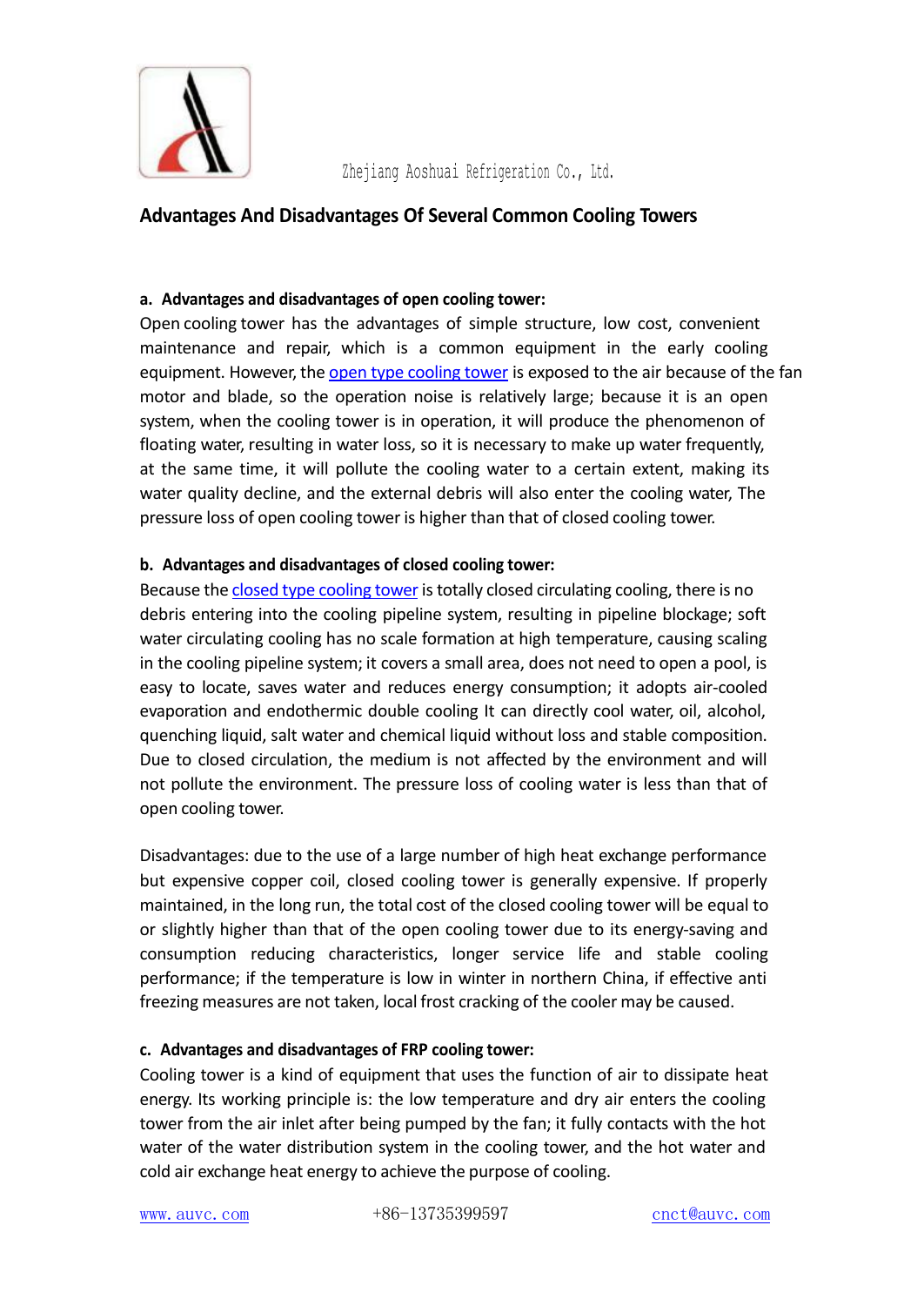Zhejiang Aoshuai Refrigeration Co., Ltd.

## Advantages And Disadvantages Of Several Common Cooling Towers

**a. Advantages and disadvantages of open cooling tower:**

Open cooling tower has the advantages of simple structure, low cost, convenient maintenance and repair, which is a common equipment in the early cooling equipment. However, the open type cooling tower is exposed to the air because of the fan motor and blade, so the operation noise is relatively large; because it is an open system, when the cooling tower is in operation, it will produce the phenomenon of floating water, resulting in water loss, so it is necessary to make up water frequently, at the same time, it will pollute the cooling water to a certain extent, making its water quality decline, and the external debris will also enter the cooling water, The pressure loss of open cooling tower is higher than that of closed cooling tower.

**b. Advantages and disadvantages of closed cooling tower:**

Because the closed type cooling tower is totally closed circulating cooling, there is no debris entering into the cooling pipeline system, resulting in pipeline blockage; soft water circulating cooling has no scale formation at high temperature, causing scaling in the cooling pipeline system; it covers a small area, does not need to open a pool, is easy to locate, saves water and reduces energy consumption; it adopts air-cooled evaporation and endothermic double cooling It can directly cool water, oil, alcohol, quenching liquid, salt water and chemical liquid without loss and stable composition. Due to closed circulation, the medium is not affected by the environment and will not pollute the environment. The pressure loss of cooling water is less than that of open cooling tower.

Disadvantages: due to the use of a large number of high heat exchange performance but expensive copper coil, closed cooling tower is generally expensive. If properly maintained, in the long run, the total cost of the closed cooling tower will be equal to or slightly higher than that of the open cooling tower due to its energy-saving and consumption reducing characteristics, longer service life and stable cooling performance; if the temperature is low in winter in northern China, if effective anti freezing measures are not taken, local frost cracking of the cooler may be caused.

**c. Advantages and disadvantages of FRP cooling tower:**

Cooling tower is a kind of equipment that uses the function of air to dissipate heat energy. Its working principle is: the low temperature and dry air enters the cooling tower from the air inlet after being pumped by the fan; it fully contacts with the hot water of the water distribution system in the cooling tower, and the hot water and cold air exchange heat energy to achieve the purpose of cooling.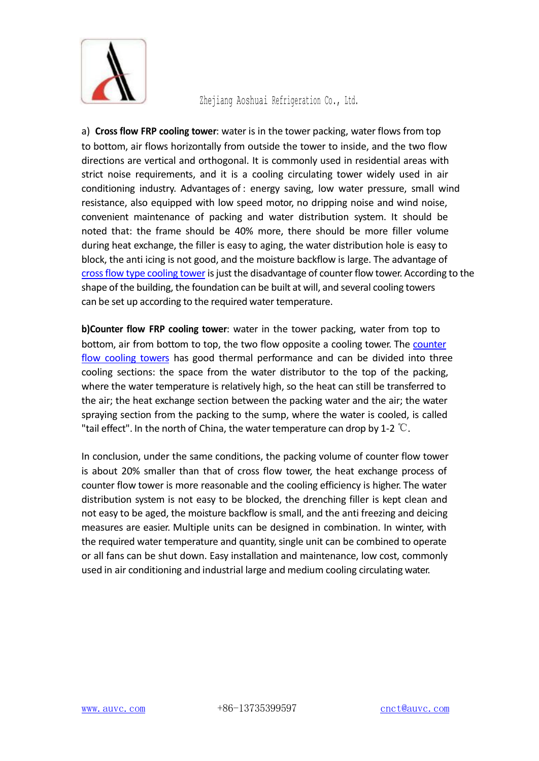a) **Cross flow FRP cooling tower**: water is in the tower packing, water flows from top to bottom, air flows horizontally from outside the tower to inside, and the two flow directions are vertical and orthogonal. It is commonly used in residential areas with strict noise requirements, and it is a cooling circulating tower widely used in air conditioning industry. Advantages of : energy saving, low water pressure, small wind resistance, also equipped with low speed motor, no dripping noise and wind noise, convenient maintenance of packing and water distribution system. It should be noted that: the frame should be 40% more, there should be more filler volume during heat exchange, the filler is easy to aging, the water distribution hole is easy to block, the anti icing is not good, and the moisture backflow is large. The advantage of cross flow type cooling tower is just the disadvantage of counter flow tower. According to the shape of the building, the foundation can be built at will, and several cooling towers can be set up according to the required water temperature.

**b)Counter flow FRP cooling tower**: water in the tower packing, water from top to bottom, air from bottom to top, the two flow opposite a cooling tower. The counter flow cooling towers has good thermal performance and can be divided into three cooling sections: the space from the water distributor to the top of the packing, where the water temperature is relatively high, so the heat can still be transferred to the air; the heat exchange section between the packing water and the air; the water spraying section from the packing to the sump, where the water is cooled, is called "tail effect". In the north of China, the water temperature can drop by 1-2 ℃.

In conclusion, under the same conditions, the packing volume of counter flow tower is about 20% smaller than that of cross flow tower, the heat exchange process of counter flow tower is more reasonable and the cooling efficiency is higher. The water distribution system is not easy to be blocked, the drenching filler is kept clean and not easy to be aged, the moisture backflow is small, and the anti freezing and deicing measures are easier. Multiple units can be designed in combination. In winter, with the required water temperature and quantity, single unit can be combined to operate or all fans can be shut down. Easy installation and maintenance, low cost, commonly used in air conditioning and industrial large and medium cooling circulating water.